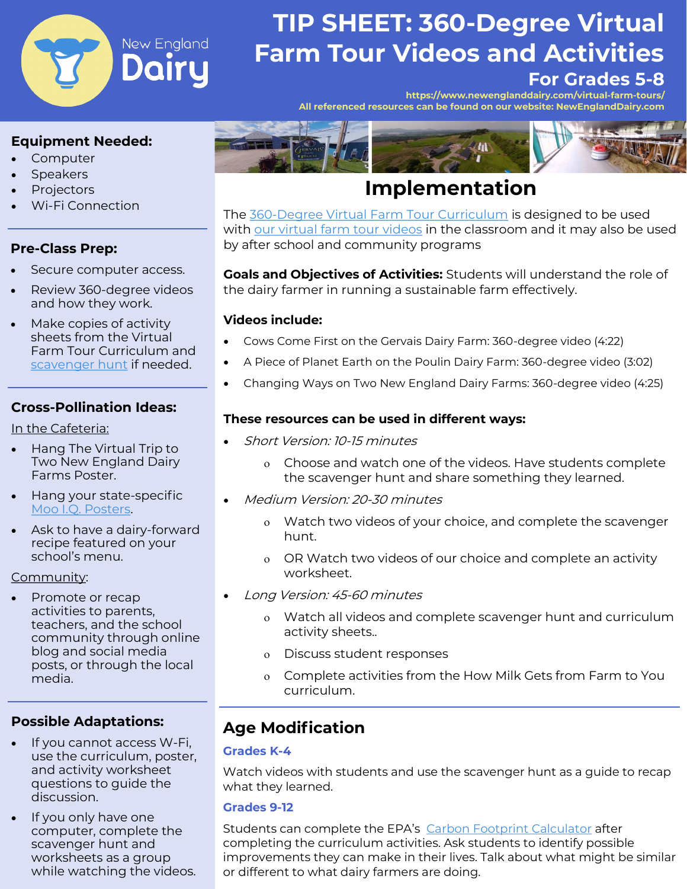New England Dairy

# TIP SHEET: 360-Degree Virtual Farm Tour Videos and Activities

## For Grades 5-8

https://www.newenglanddairy.com/virtual-farm-tours/

All referenced resources can be found on our website: NewEnglandDairy.com

### Equipment Needed:

- Computer
- Speakers
- Projectors
- Wi-Fi Connection

### Pre-Class Prep:

- Secure computer access.
- Review 360-degree videos and how they work.
- Make copies of activity sheets from the Virtual Farm Tour Curriculum and scavenger hunt if needed.

### Cross-Pollination Ideas:

In the Cafeteria:

- Hang The Virtual Trip to Two New England Dairy Farms Poster.
- Hang your state-specific Moo I.Q. Posters.
- Ask to have a dairy-forward recipe featured on your school's menu.

Community:

- Promote or recap activities to parents, teachers, and the school community through online blog and social media posts, or through the local media.

### Possible Adaptations:

- If you cannot access W-Fi, use the curriculum, poster, and activity worksheet questions to guide the discussion.
- If you only have one computer, complete the scavenger hunt and worksheets as a group while watching the videos.

## Implementation

The 360-Degree Virtual Farm Tour Curriculum is designed to be used with our virtual farm tour videos in the classroom and it may also be used by after school and community programs

**Goals and Objectives of Activities:** Students will understand the role of the dairy farmer in running a sustainable farm effectively.

**Videos include:**

- Cows Come First on the Gervais Dairy Farm: 360-degree video (4:22)
- A Piece of Planet Earth on the Poulin Dairy Farm: 360-degree video (3:02)
- Changing Ways on Two New England Dairy Farms: 360-degree video (4:25)

**These resources can be used in different ways:**

- *Short Version: 10-15 minutes*
  - Choose and watch one of the videos. Have students complete the scavenger hunt and share something they learned.
- *Medium Version: 20-30 minutes*
  - Watch two videos of your choice, and complete the scavenger hunt.
  - OR Watch two videos of our choice and complete an activity worksheet.
- *Long Version: 45-60 minutes*
  - Watch all videos and complete scavenger hunt and curriculum activity sheets..
  - Discuss student responses
  - Complete activities from the How Milk Gets from Farm to You curriculum.

## Age Modification

### Grades K-4

Watch videos with students and use the scavenger hunt as a guide to recap what they learned.

### Grades 9-12

Students can complete the EPA's Carbon Footprint Calculator after completing the curriculum activities. Ask students to identify possible improvements they can make in their lives. Talk about what might be similar or different to what dairy farmers are doing.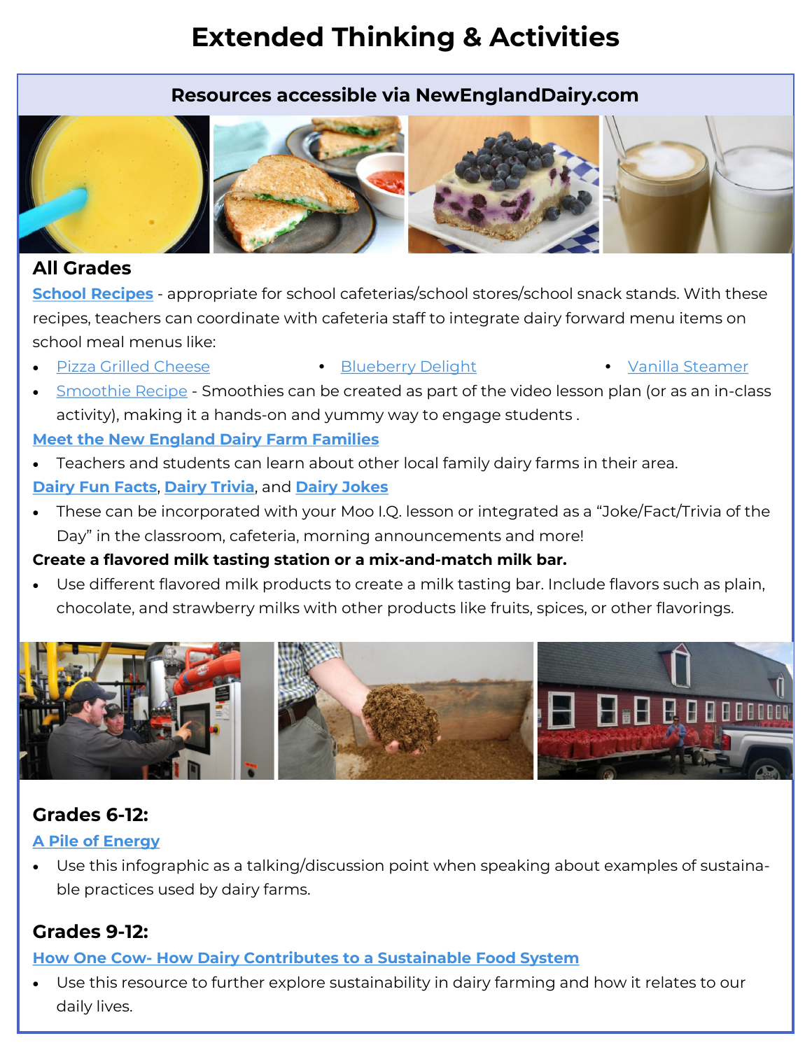# Extended Thinking & Activities

**Resources accessible via NewEnglandDairy.com**

## All Grades

**School Recipes** - appropriate for school cafeterias/school stores/school snack stands. With these recipes, teachers can coordinate with cafeteria staff to integrate dairy forward menu items on school meal menus like:

- Pizza Grilled Cheese
- Blueberry Delight
- Vanilla Steamer
- Smoothie Recipe - Smoothies can be created as part of the video lesson plan (or as an in-class activity), making it a hands-on and yummy way to engage students .

**Meet the New England Dairy Farm Families**

- Teachers and students can learn about other local family dairy farms in their area.

**Dairy Fun Facts**, **Dairy Trivia**, and **Dairy Jokes**

- These can be incorporated with your Moo I.Q. lesson or integrated as a "Joke/Fact/Trivia of the Day" in the classroom, cafeteria, morning announcements and more!

**Create a flavored milk tasting station or a mix-and-match milk bar.**

- Use different flavored milk products to create a milk tasting bar. Include flavors such as plain, chocolate, and strawberry milks with other products like fruits, spices, or other flavorings.

## Grades 6-12:

**A Pile of Energy**

- Use this infographic as a talking/discussion point when speaking about examples of sustainable practices used by dairy farms.

## Grades 9-12:

**How One Cow- How Dairy Contributes to a Sustainable Food System**

- Use this resource to further explore sustainability in dairy farming and how it relates to our daily lives.